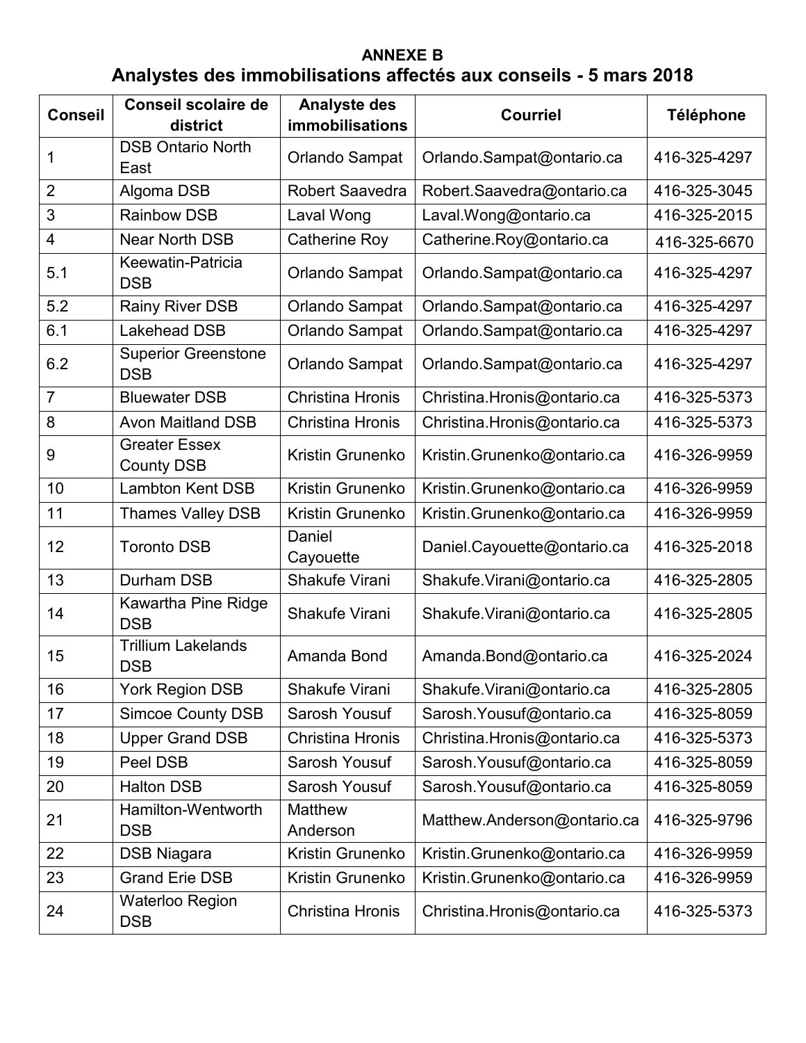**ANNEXE B**

## Analystes des immobilisations affectés aux conseils - 5 mars 2018

| Conseil | Conseil scolaire de district | Analyste des immobilisations | Courriel | Téléphone |
|---|---|---|---|---|
| 1 | DSB Ontario North East | Orlando Sampat | Orlando.Sampat@ontario.ca | 416-325-4297 |
| 2 | Algoma DSB | Robert Saavedra | Robert.Saavedra@ontario.ca | 416-325-3045 |
| 3 | Rainbow DSB | Laval Wong | Laval.Wong@ontario.ca | 416-325-2015 |
| 4 | Near North DSB | Catherine Roy | Catherine.Roy@ontario.ca | 416-325-6670 |
| 5.1 | Keewatin-Patricia DSB | Orlando Sampat | Orlando.Sampat@ontario.ca | 416-325-4297 |
| 5.2 | Rainy River DSB | Orlando Sampat | Orlando.Sampat@ontario.ca | 416-325-4297 |
| 6.1 | Lakehead DSB | Orlando Sampat | Orlando.Sampat@ontario.ca | 416-325-4297 |
| 6.2 | Superior Greenstone DSB | Orlando Sampat | Orlando.Sampat@ontario.ca | 416-325-4297 |
| 7 | Bluewater DSB | Christina Hronis | Christina.Hronis@ontario.ca | 416-325-5373 |
| 8 | Avon Maitland DSB | Christina Hronis | Christina.Hronis@ontario.ca | 416-325-5373 |
| 9 | Greater Essex County DSB | Kristin Grunenko | Kristin.Grunenko@ontario.ca | 416-326-9959 |
| 10 | Lambton Kent DSB | Kristin Grunenko | Kristin.Grunenko@ontario.ca | 416-326-9959 |
| 11 | Thames Valley DSB | Kristin Grunenko | Kristin.Grunenko@ontario.ca | 416-326-9959 |
| 12 | Toronto DSB | Daniel Cayouette | Daniel.Cayouette@ontario.ca | 416-325-2018 |
| 13 | Durham DSB | Shakufe Virani | Shakufe.Virani@ontario.ca | 416-325-2805 |
| 14 | Kawartha Pine Ridge DSB | Shakufe Virani | Shakufe.Virani@ontario.ca | 416-325-2805 |
| 15 | Trillium Lakelands DSB | Amanda Bond | Amanda.Bond@ontario.ca | 416-325-2024 |
| 16 | York Region DSB | Shakufe Virani | Shakufe.Virani@ontario.ca | 416-325-2805 |
| 17 | Simcoe County DSB | Sarosh Yousuf | Sarosh.Yousuf@ontario.ca | 416-325-8059 |
| 18 | Upper Grand DSB | Christina Hronis | Christina.Hronis@ontario.ca | 416-325-5373 |
| 19 | Peel DSB | Sarosh Yousuf | Sarosh.Yousuf@ontario.ca | 416-325-8059 |
| 20 | Halton DSB | Sarosh Yousuf | Sarosh.Yousuf@ontario.ca | 416-325-8059 |
| 21 | Hamilton-Wentworth DSB | Matthew Anderson | Matthew.Anderson@ontario.ca | 416-325-9796 |
| 22 | DSB Niagara | Kristin Grunenko | Kristin.Grunenko@ontario.ca | 416-326-9959 |
| 23 | Grand Erie DSB | Kristin Grunenko | Kristin.Grunenko@ontario.ca | 416-326-9959 |
| 24 | Waterloo Region DSB | Christina Hronis | Christina.Hronis@ontario.ca | 416-325-5373 |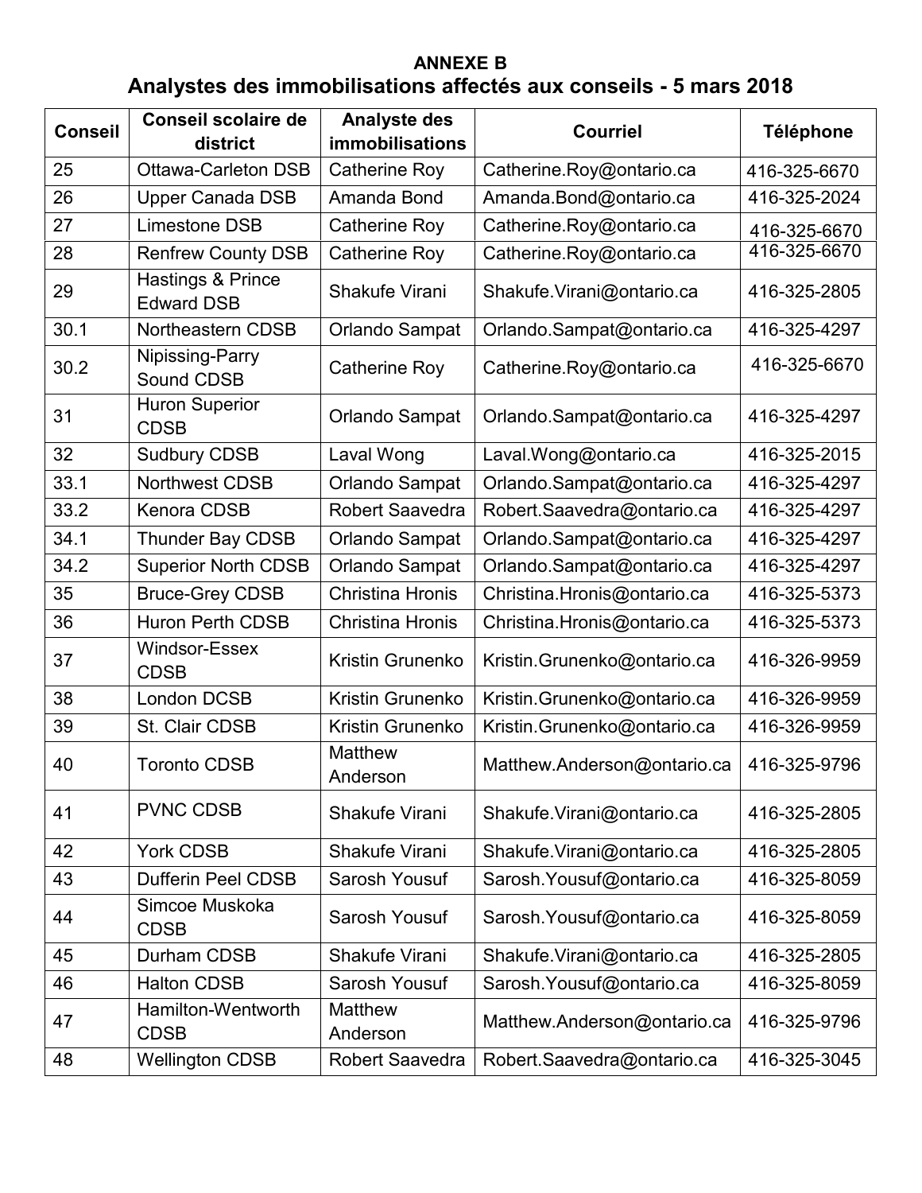**ANNEXE B**

## Analystes des immobilisations affectés aux conseils - 5 mars 2018

| Conseil | Conseil scolaire de district | Analyste des immobilisations | Courriel | Téléphone |
|---|---|---|---|---|
| 25 | Ottawa-Carleton DSB | Catherine Roy | Catherine.Roy@ontario.ca | 416-325-6670 |
| 26 | Upper Canada DSB | Amanda Bond | Amanda.Bond@ontario.ca | 416-325-2024 |
| 27 | Limestone DSB | Catherine Roy | Catherine.Roy@ontario.ca | 416-325-6670 |
| 28 | Renfrew County DSB | Catherine Roy | Catherine.Roy@ontario.ca | 416-325-6670 |
| 29 | Hastings & Prince Edward DSB | Shakufe Virani | Shakufe.Virani@ontario.ca | 416-325-2805 |
| 30.1 | Northeastern CDSB | Orlando Sampat | Orlando.Sampat@ontario.ca | 416-325-4297 |
| 30.2 | Nipissing-Parry Sound CDSB | Catherine Roy | Catherine.Roy@ontario.ca | 416-325-6670 |
| 31 | Huron Superior CDSB | Orlando Sampat | Orlando.Sampat@ontario.ca | 416-325-4297 |
| 32 | Sudbury CDSB | Laval Wong | Laval.Wong@ontario.ca | 416-325-2015 |
| 33.1 | Northwest CDSB | Orlando Sampat | Orlando.Sampat@ontario.ca | 416-325-4297 |
| 33.2 | Kenora CDSB | Robert Saavedra | Robert.Saavedra@ontario.ca | 416-325-4297 |
| 34.1 | Thunder Bay CDSB | Orlando Sampat | Orlando.Sampat@ontario.ca | 416-325-4297 |
| 34.2 | Superior North CDSB | Orlando Sampat | Orlando.Sampat@ontario.ca | 416-325-4297 |
| 35 | Bruce-Grey CDSB | Christina Hronis | Christina.Hronis@ontario.ca | 416-325-5373 |
| 36 | Huron Perth CDSB | Christina Hronis | Christina.Hronis@ontario.ca | 416-325-5373 |
| 37 | Windsor-Essex CDSB | Kristin Grunenko | Kristin.Grunenko@ontario.ca | 416-326-9959 |
| 38 | London DCSB | Kristin Grunenko | Kristin.Grunenko@ontario.ca | 416-326-9959 |
| 39 | St. Clair CDSB | Kristin Grunenko | Kristin.Grunenko@ontario.ca | 416-326-9959 |
| 40 | Toronto CDSB | Matthew Anderson | Matthew.Anderson@ontario.ca | 416-325-9796 |
| 41 | PVNC CDSB | Shakufe Virani | Shakufe.Virani@ontario.ca | 416-325-2805 |
| 42 | York CDSB | Shakufe Virani | Shakufe.Virani@ontario.ca | 416-325-2805 |
| 43 | Dufferin Peel CDSB | Sarosh Yousuf | Sarosh.Yousuf@ontario.ca | 416-325-8059 |
| 44 | Simcoe Muskoka CDSB | Sarosh Yousuf | Sarosh.Yousuf@ontario.ca | 416-325-8059 |
| 45 | Durham CDSB | Shakufe Virani | Shakufe.Virani@ontario.ca | 416-325-2805 |
| 46 | Halton CDSB | Sarosh Yousuf | Sarosh.Yousuf@ontario.ca | 416-325-8059 |
| 47 | Hamilton-Wentworth CDSB | Matthew Anderson | Matthew.Anderson@ontario.ca | 416-325-9796 |
| 48 | Wellington CDSB | Robert Saavedra | Robert.Saavedra@ontario.ca | 416-325-3045 |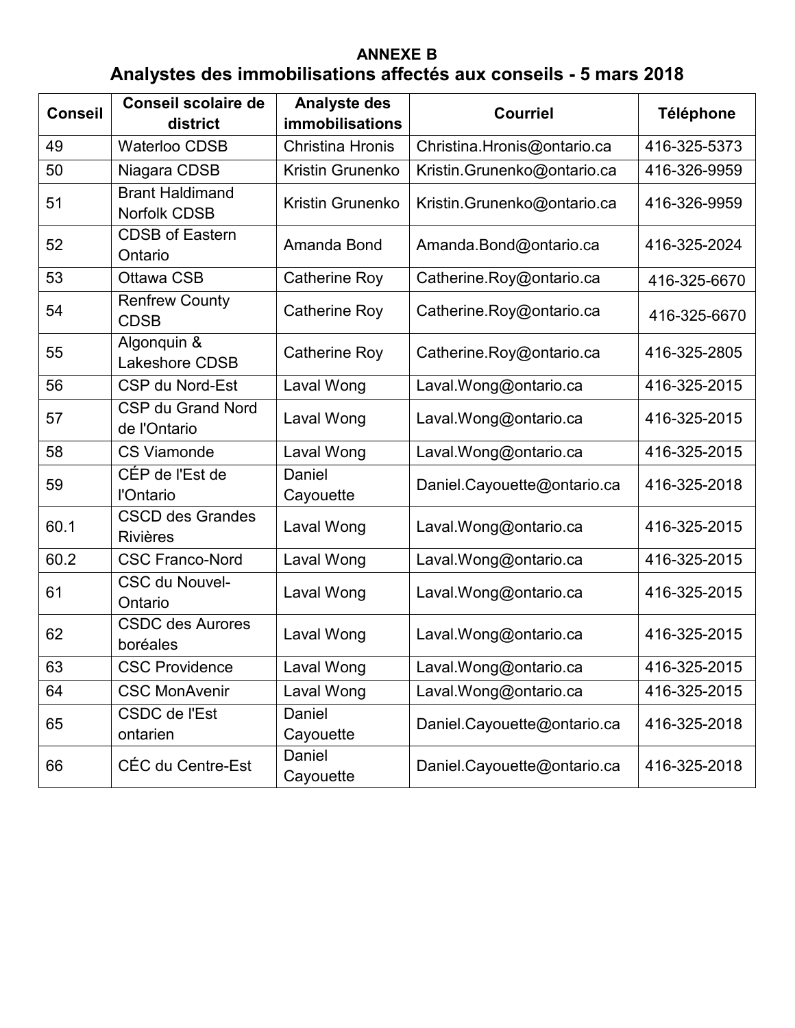**ANNEXE B**

## Analystes des immobilisations affectés aux conseils - 5 mars 2018

| Conseil | Conseil scolaire de district | Analyste des immobilisations | Courriel | Téléphone |
|---|---|---|---|---|
| 49 | Waterloo CDSB | Christina Hronis | Christina.Hronis@ontario.ca | 416-325-5373 |
| 50 | Niagara CDSB | Kristin Grunenko | Kristin.Grunenko@ontario.ca | 416-326-9959 |
| 51 | Brant Haldimand Norfolk CDSB | Kristin Grunenko | Kristin.Grunenko@ontario.ca | 416-326-9959 |
| 52 | CDSB of Eastern Ontario | Amanda Bond | Amanda.Bond@ontario.ca | 416-325-2024 |
| 53 | Ottawa CSB | Catherine Roy | Catherine.Roy@ontario.ca | 416-325-6670 |
| 54 | Renfrew County CDSB | Catherine Roy | Catherine.Roy@ontario.ca | 416-325-6670 |
| 55 | Algonquin & Lakeshore CDSB | Catherine Roy | Catherine.Roy@ontario.ca | 416-325-2805 |
| 56 | CSP du Nord-Est | Laval Wong | Laval.Wong@ontario.ca | 416-325-2015 |
| 57 | CSP du Grand Nord de l'Ontario | Laval Wong | Laval.Wong@ontario.ca | 416-325-2015 |
| 58 | CS Viamonde | Laval Wong | Laval.Wong@ontario.ca | 416-325-2015 |
| 59 | CÉP de l'Est de l'Ontario | Daniel Cayouette | Daniel.Cayouette@ontario.ca | 416-325-2018 |
| 60.1 | CSCD des Grandes Rivières | Laval Wong | Laval.Wong@ontario.ca | 416-325-2015 |
| 60.2 | CSC Franco-Nord | Laval Wong | Laval.Wong@ontario.ca | 416-325-2015 |
| 61 | CSC du Nouvel-Ontario | Laval Wong | Laval.Wong@ontario.ca | 416-325-2015 |
| 62 | CSDC des Aurores boréales | Laval Wong | Laval.Wong@ontario.ca | 416-325-2015 |
| 63 | CSC Providence | Laval Wong | Laval.Wong@ontario.ca | 416-325-2015 |
| 64 | CSC MonAvenir | Laval Wong | Laval.Wong@ontario.ca | 416-325-2015 |
| 65 | CSDC de l'Est ontarien | Daniel Cayouette | Daniel.Cayouette@ontario.ca | 416-325-2018 |
| 66 | CÉC du Centre-Est | Daniel Cayouette | Daniel.Cayouette@ontario.ca | 416-325-2018 |